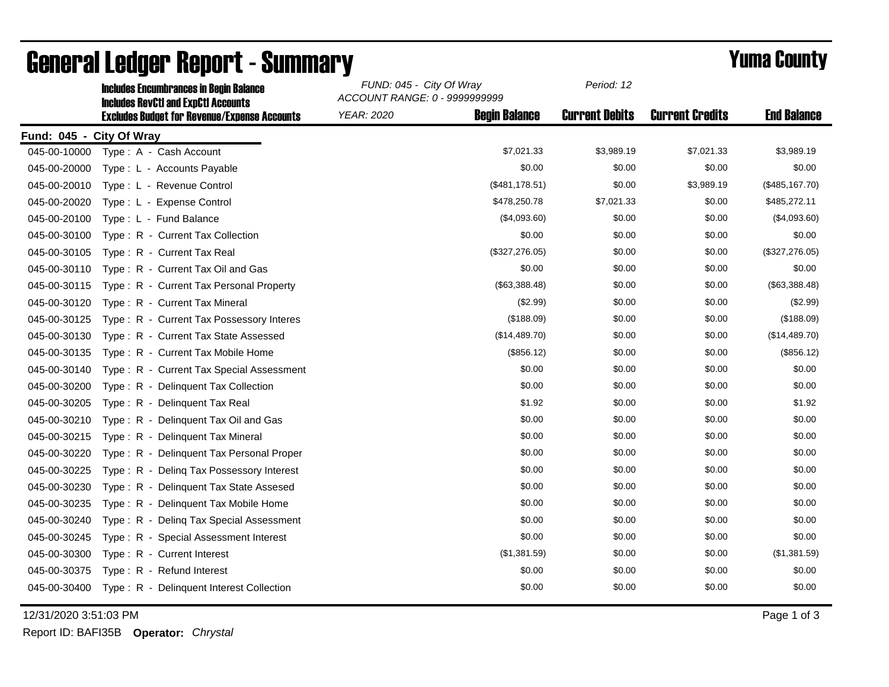# General Ledger Report - Summary

## Yuma County

**Includes Encumbrances in Begin Balance**
**Includes RevCtl and ExpCtl Accounts**
**Excludes Budget for Revenue/Expense Accounts**

*FUND: 045 - City Of Wray*
*ACCOUNT RANGE: 0 - 9999999999*
*YEAR: 2020*
*Period: 12*

**Fund: 045 - City Of Wray**

| Account | Description | Begin Balance | Current Debits | Current Credits | End Balance |
|---|---|---|---|---|---|
| 045-00-10000 | Type : A - Cash Account | $7,021.33 | $3,989.19 | $7,021.33 | $3,989.19 |
| 045-00-20000 | Type : L - Accounts Payable | $0.00 | $0.00 | $0.00 | $0.00 |
| 045-00-20010 | Type : L - Revenue Control | ($481,178.51) | $0.00 | $3,989.19 | ($485,167.70) |
| 045-00-20020 | Type : L - Expense Control | $478,250.78 | $7,021.33 | $0.00 | $485,272.11 |
| 045-00-20100 | Type : L - Fund Balance | ($4,093.60) | $0.00 | $0.00 | ($4,093.60) |
| 045-00-30100 | Type : R - Current Tax Collection | $0.00 | $0.00 | $0.00 | $0.00 |
| 045-00-30105 | Type : R - Current Tax Real | ($327,276.05) | $0.00 | $0.00 | ($327,276.05) |
| 045-00-30110 | Type : R - Current Tax Oil and Gas | $0.00 | $0.00 | $0.00 | $0.00 |
| 045-00-30115 | Type : R - Current Tax Personal Property | ($63,388.48) | $0.00 | $0.00 | ($63,388.48) |
| 045-00-30120 | Type : R - Current Tax Mineral | ($2.99) | $0.00 | $0.00 | ($2.99) |
| 045-00-30125 | Type : R - Current Tax Possessory Interes | ($188.09) | $0.00 | $0.00 | ($188.09) |
| 045-00-30130 | Type : R - Current Tax State Assessed | ($14,489.70) | $0.00 | $0.00 | ($14,489.70) |
| 045-00-30135 | Type : R - Current Tax Mobile Home | ($856.12) | $0.00 | $0.00 | ($856.12) |
| 045-00-30140 | Type : R - Current Tax Special Assessment | $0.00 | $0.00 | $0.00 | $0.00 |
| 045-00-30200 | Type : R - Delinquent Tax Collection | $0.00 | $0.00 | $0.00 | $0.00 |
| 045-00-30205 | Type : R - Delinquent Tax Real | $1.92 | $0.00 | $0.00 | $1.92 |
| 045-00-30210 | Type : R - Delinquent Tax Oil and Gas | $0.00 | $0.00 | $0.00 | $0.00 |
| 045-00-30215 | Type : R - Delinquent Tax Mineral | $0.00 | $0.00 | $0.00 | $0.00 |
| 045-00-30220 | Type : R - Delinquent Tax Personal Proper | $0.00 | $0.00 | $0.00 | $0.00 |
| 045-00-30225 | Type : R - Delinq Tax Possessory Interest | $0.00 | $0.00 | $0.00 | $0.00 |
| 045-00-30230 | Type : R - Delinquent Tax State Assesed | $0.00 | $0.00 | $0.00 | $0.00 |
| 045-00-30235 | Type : R - Delinquent Tax Mobile Home | $0.00 | $0.00 | $0.00 | $0.00 |
| 045-00-30240 | Type : R - Delinq Tax Special Assessment | $0.00 | $0.00 | $0.00 | $0.00 |
| 045-00-30245 | Type : R - Special Assessment Interest | $0.00 | $0.00 | $0.00 | $0.00 |
| 045-00-30300 | Type : R - Current Interest | ($1,381.59) | $0.00 | $0.00 | ($1,381.59) |
| 045-00-30375 | Type : R - Refund Interest | $0.00 | $0.00 | $0.00 | $0.00 |
| 045-00-30400 | Type : R - Delinquent Interest Collection | $0.00 | $0.00 | $0.00 | $0.00 |

12/31/2020 3:51:03 PM

Report ID: BAFI35B **Operator:** *Chrystal*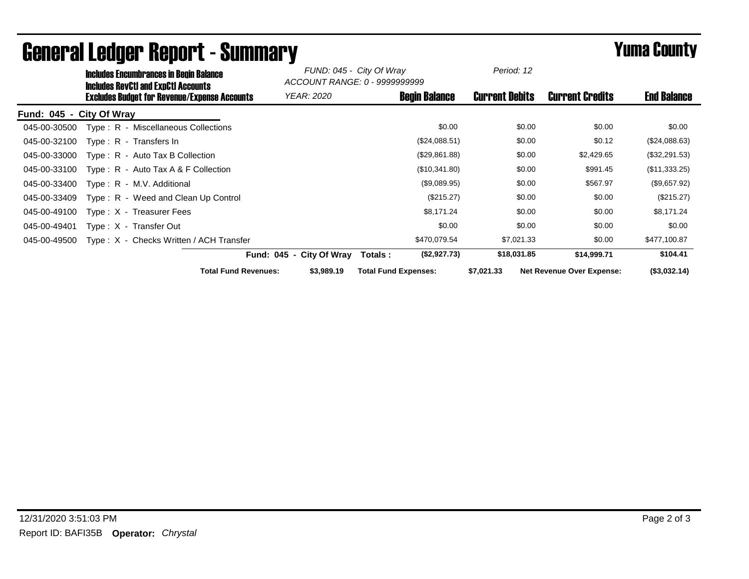# General Ledger Report - Summary

## Yuma County

**Includes Encumbrances in Begin Balance**
**Includes RevCtl and ExpCtl Accounts**
**Excludes Budget for Revenue/Expense Accounts**

*FUND: 045 - City Of Wray*
*ACCOUNT RANGE: 0 - 9999999999*
*YEAR: 2020*
*Period: 12*

| Account | Description | Begin Balance | Current Debits | Current Credits | End Balance |
|---|---|---|---|---|---|
| **Fund: 045 - City Of Wray** | | | | | |
| 045-00-30500 | Type : R - Miscellaneous Collections | $0.00 | $0.00 | $0.00 | $0.00 |
| 045-00-32100 | Type : R - Transfers In | ($24,088.51) | $0.00 | $0.12 | ($24,088.63) |
| 045-00-33000 | Type : R - Auto Tax B Collection | ($29,861.88) | $0.00 | $2,429.65 | ($32,291.53) |
| 045-00-33100 | Type : R - Auto Tax A & F Collection | ($10,341.80) | $0.00 | $991.45 | ($11,333.25) |
| 045-00-33400 | Type : R - M.V. Additional | ($9,089.95) | $0.00 | $567.97 | ($9,657.92) |
| 045-00-33409 | Type : R - Weed and Clean Up Control | ($215.27) | $0.00 | $0.00 | ($215.27) |
| 045-00-49100 | Type : X - Treasurer Fees | $8,171.24 | $0.00 | $0.00 | $8,171.24 |
| 045-00-49401 | Type : X - Transfer Out | $0.00 | $0.00 | $0.00 | $0.00 |
| 045-00-49500 | Type : X - Checks Written / ACH Transfer | $470,079.54 | $7,021.33 | $0.00 | $477,100.87 |
| | **Fund: 045 - City Of Wray Totals :** | **($2,927.73)** | **$18,031.85** | **$14,999.71** | **$104.41** |

**Total Fund Revenues:** $3,989.19 **Total Fund Expenses:** $7,021.33 **Net Revenue Over Expense:** ($3,032.14)

12/31/2020 3:51:03 PM
Report ID: BAFI35B **Operator:** *Chrystal*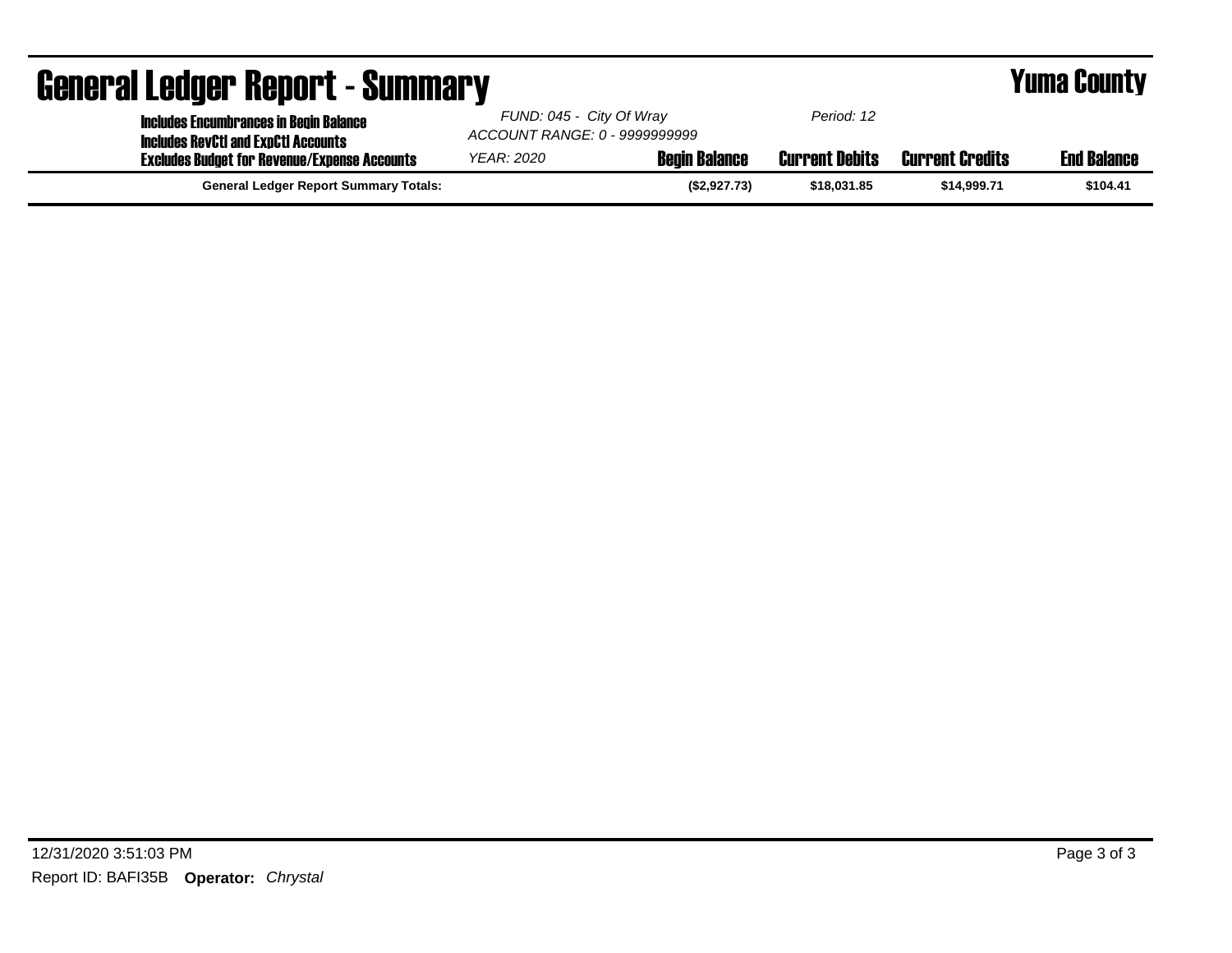# General Ledger Report - Summary

## Yuma County

**Includes Encumbrances in Begin Balance**
**Includes RevCtl and ExpCtl Accounts**
**Excludes Budget for Revenue/Expense Accounts**

*FUND: 045 - City Of Wray*
*ACCOUNT RANGE: 0 - 9999999999*
*YEAR: 2020*
*Period: 12*

| | Begin Balance | Current Debits | Current Credits | End Balance |
|---|---|---|---|---|
| **General Ledger Report Summary Totals:** | **($2,927.73)** | **$18,031.85** | **$14,999.71** | **$104.41** |

12/31/2020 3:51:03 PM

Report ID: BAFI35B **Operator:** *Chrystal*